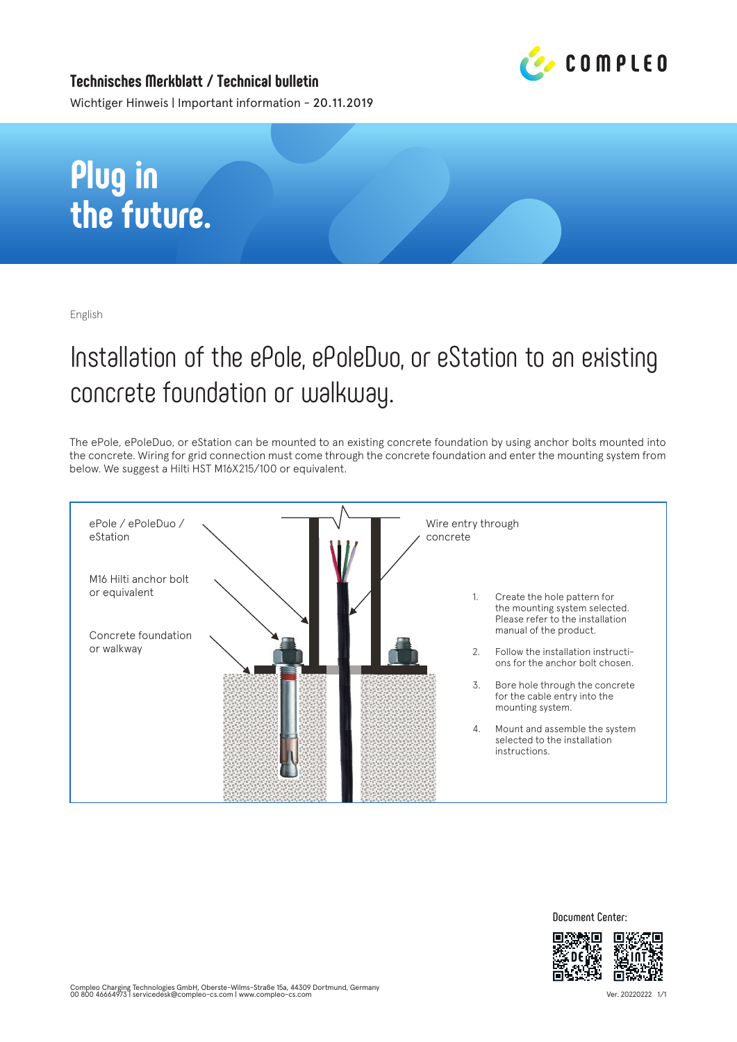## Technisches Merkblatt / Technical bulletin

Wichtiger Hinweis | Important information - 20.11.2019

# Plug in the future.

English

# Installation of the ePole, ePoleDuo, or eStation to an existing concrete foundation or walkway.

The ePole, ePoleDuo, or eStation can be mounted to an existing concrete foundation by using anchor bolts mounted into the concrete. Wiring for grid connection must come through the concrete foundation and enter the mounting system from below. We suggest a Hilti HST M16X215/100 or equivalent.

ePole / ePoleDuo / eStation

M16 Hilti anchor bolt or equivalent

Concrete foundation or walkway

Wire entry through concrete

1. Create the hole pattern for the mounting system selected. Please refer to the installation manual of the product.
2. Follow the installation instructions for the anchor bolt chosen.
3. Bore hole through the concrete for the cable entry into the mounting system.
4. Mount and assemble the system selected to the installation instructions.

Document Center:

Compleo Charging Technologies GmbH, Oberste-Wilms-Straße 15a, 44309 Dortmund, Germany
00 800 46664973 | servicedesk@compleo-cs.com | www.compleo-cs.com

Ver. 20220222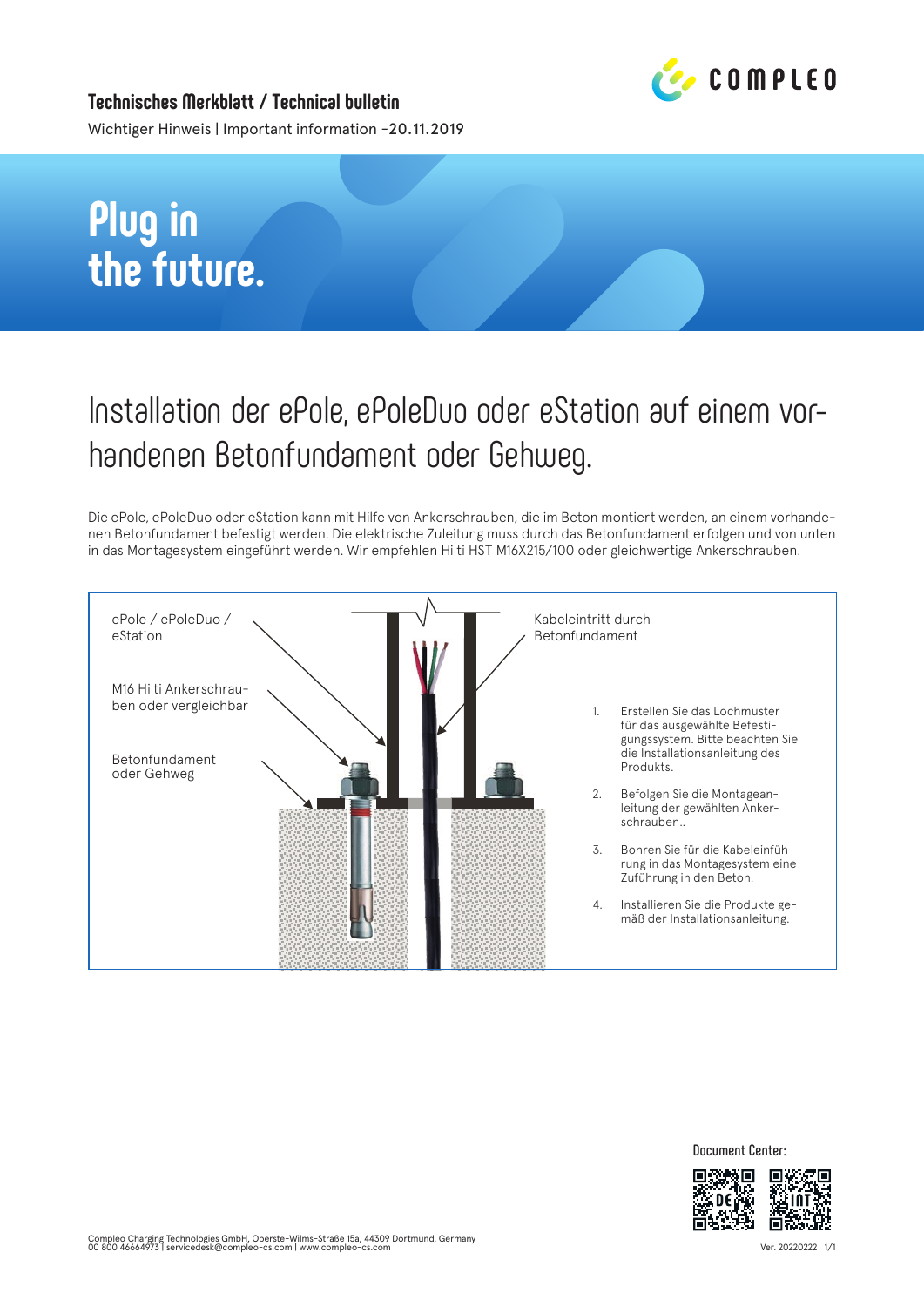**Technisches Merkblatt / Technical bulletin**

Wichtiger Hinweis | Important information -20.11.2019

# Plug in the future.

## Installation der ePole, ePoleDuo oder eStation auf einem vorhandenen Betonfundament oder Gehweg.

Die ePole, ePoleDuo oder eStation kann mit Hilfe von Ankerschrauben, die im Beton montiert werden, an einem vorhandenen Betonfundament befestigt werden. Die elektrische Zuleitung muss durch das Betonfundament erfolgen und von unten in das Montagesystem eingeführt werden. Wir empfehlen Hilti HST M16X215/100 oder gleichwertige Ankerschrauben.

ePole / ePoleDuo / eStation

M16 Hilti Ankerschrauben oder vergleichbar

Betonfundament oder Gehweg

Kabeleintritt durch Betonfundament

1. Erstellen Sie das Lochmuster für das ausgewählte Befestigungssystem. Bitte beachten Sie die Installationsanleitung des Produkts.
2. Befolgen Sie die Montageanleitung der gewählten Ankerschrauben..
3. Bohren Sie für die Kabeleinführung in das Montagesystem eine Zuführung in den Beton.
4. Installieren Sie die Produkte gemäß der Installationsanleitung.

Document Center:

DE INT

Compleo Charging Technologies GmbH, Oberste-Wilms-Straße 15a, 44309 Dortmund, Germany
00 800 46664973 I servicedesk@compleo-cs.com I www.compleo-cs.com

Ver. 20220222